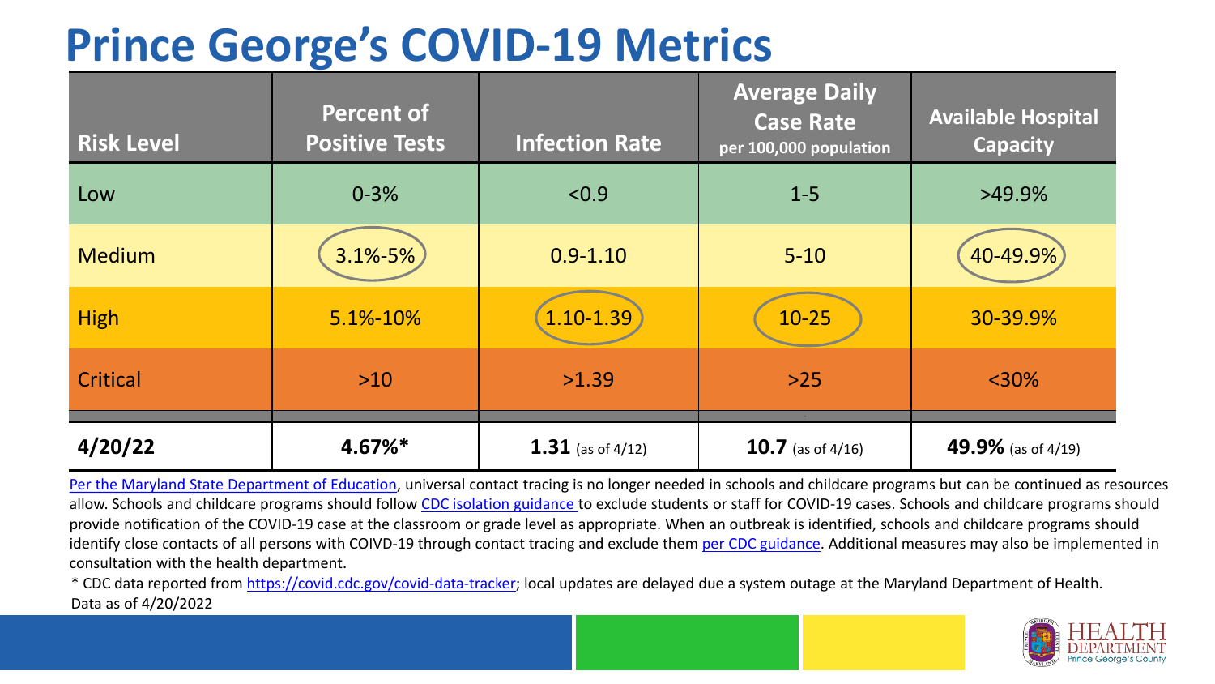# Prince George's COVID-19 Metrics

| Risk Level | Percent of Positive Tests | Infection Rate | Average Daily Case Rate per 100,000 population | Available Hospital Capacity |
|---|---|---|---|---|
| Low | 0-3% | <0.9 | 1-5 | >49.9% |
| Medium | 3.1%-5% | 0.9-1.10 | 5-10 | 40-49.9% |
| High | 5.1%-10% | 1.10-1.39 | 10-25 | 30-39.9% |
| Critical | >10 | >1.39 | >25 | <30% |
| **4/20/22** | **4.67%*** | **1.31** (as of 4/12) | **10.7** (as of 4/16) | **49.9%** (as of 4/19) |

Per the Maryland State Department of Education, universal contact tracing is no longer needed in schools and childcare programs but can be continued as resources allow. Schools and childcare programs should follow CDC isolation guidance to exclude students or staff for COVID-19 cases. Schools and childcare programs should provide notification of the COVID-19 case at the classroom or grade level as appropriate. When an outbreak is identified, schools and childcare programs should identify close contacts of all persons with COIVD-19 through contact tracing and exclude them per CDC guidance. Additional measures may also be implemented in consultation with the health department.

* CDC data reported from https://covid.cdc.gov/covid-data-tracker; local updates are delayed due a system outage at the Maryland Department of Health.

Data as of 4/20/2022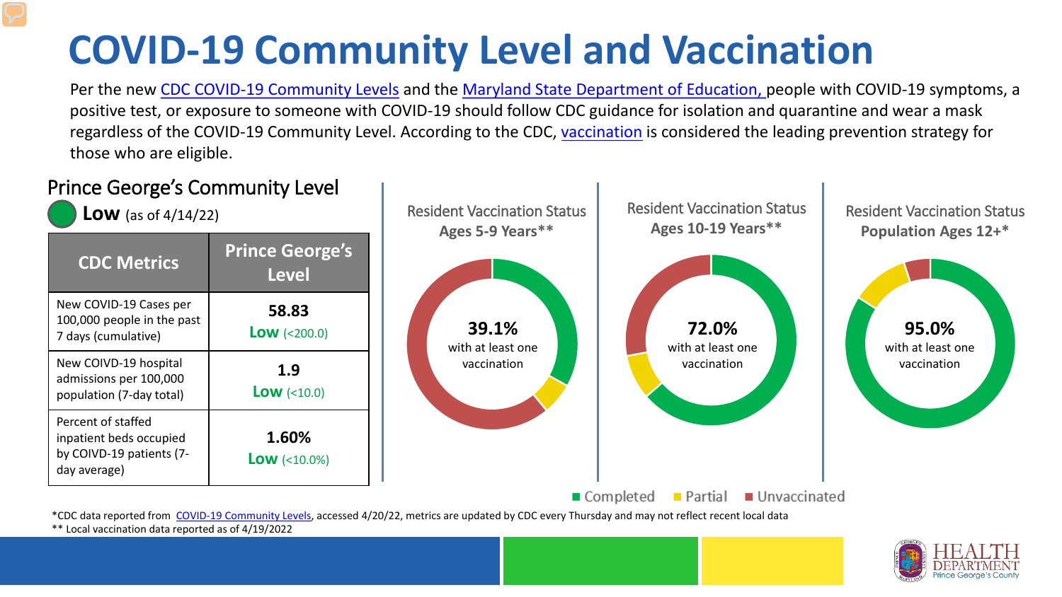# COVID-19 Community Level and Vaccination

Per the new CDC COVID-19 Community Levels and the Maryland State Department of Education, people with COVID-19 symptoms, a positive test, or exposure to someone with COVID-19 should follow CDC guidance for isolation and quarantine and wear a mask regardless of the COVID-19 Community Level. According to the CDC, vaccination is considered the leading prevention strategy for those who are eligible.

## Prince George's Community Level

**Low** (as of 4/14/22)

| CDC Metrics | Prince George's Level |
|---|---|
| New COVID-19 Cases per 100,000 people in the past 7 days (cumulative) | **58.83** **Low** (<200.0) |
| New COIVD-19 hospital admissions per 100,000 population (7-day total) | **1.9** **Low** (<10.0) |
| Percent of staffed inpatient beds occupied by COIVD-19 patients (7-day average) | **1.60%** **Low** (<10.0%) |

Resident Vaccination Status **Ages 5-9 Years****

**39.1%** with at least one vaccination

Resident Vaccination Status **Ages 10-19 Years****

**72.0%** with at least one vaccination

Resident Vaccination Status **Population Ages 12+***

**95.0%** with at least one vaccination

■ Completed ■ Partial ■ Unvaccinated

*CDC data reported from COVID-19 Community Levels, accessed 4/20/22, metrics are updated by CDC every Thursday and may not reflect recent local data

** Local vaccination data reported as of 4/19/2022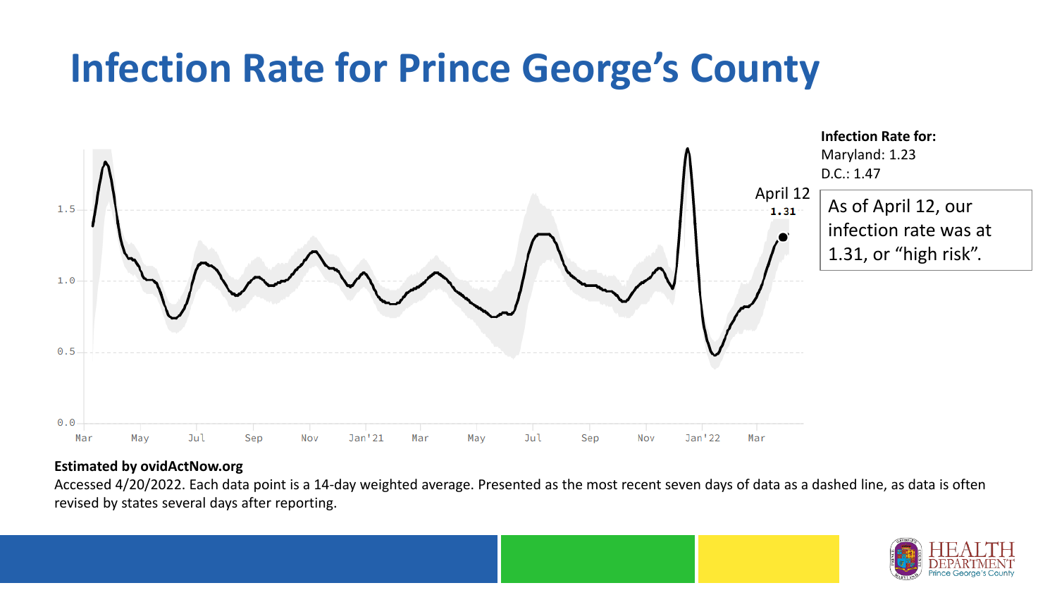# Infection Rate for Prince George's County

**Infection Rate for:**
Maryland: 1.23
D.C.: 1.47

As of April 12, our infection rate was at 1.31, or "high risk".

**Estimated by ovidActNow.org**

Accessed 4/20/2022. Each data point is a 14-day weighted average. Presented as the most recent seven days of data as a dashed line, as data is often revised by states several days after reporting.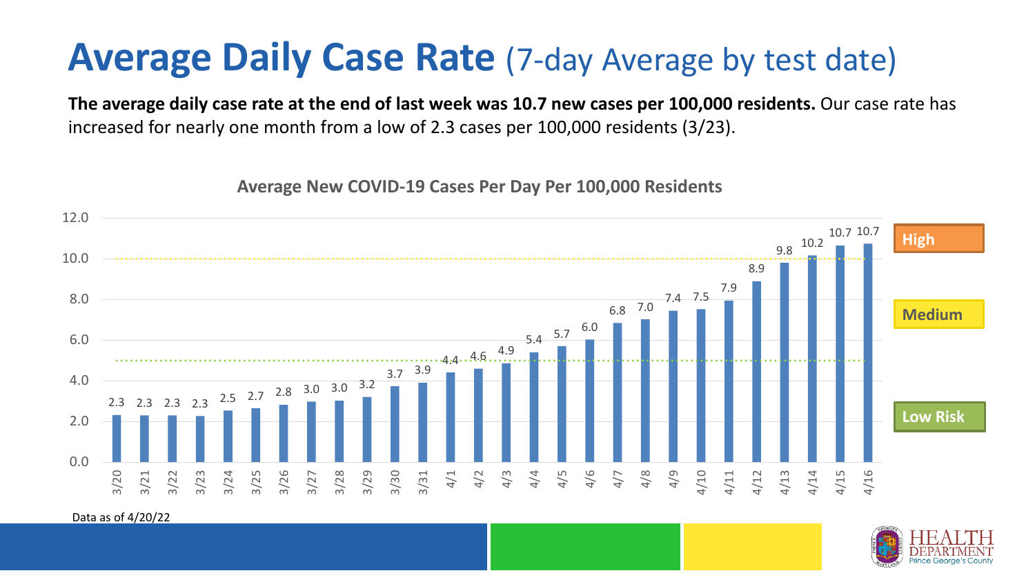# **Average Daily Case Rate** (7-day Average by test date)

**The average daily case rate at the end of last week was 10.7 new cases per 100,000 residents.** Our case rate has increased for nearly one month from a low of 2.3 cases per 100,000 residents (3/23).

**Average New COVID-19 Cases Per Day Per 100,000 Residents**

| Date | Cases per 100,000 |
|---|---|
| 3/20 | 2.3 |
| 3/21 | 2.3 |
| 3/22 | 2.3 |
| 3/23 | 2.3 |
| 3/24 | 2.5 |
| 3/25 | 2.7 |
| 3/26 | 2.8 |
| 3/27 | 3.0 |
| 3/28 | 3.0 |
| 3/29 | 3.2 |
| 3/30 | 3.7 |
| 3/31 | 3.9 |
| 4/1 | 4.4 |
| 4/2 | 4.6 |
| 4/3 | 4.9 |
| 4/4 | 5.4 |
| 4/5 | 5.7 |
| 4/6 | 6.0 |
| 4/7 | 6.8 |
| 4/8 | 7.0 |
| 4/9 | 7.4 |
| 4/10 | 7.5 |
| 4/11 | 7.9 |
| 4/12 | 8.9 |
| 4/13 | 9.8 |
| 4/14 | 10.2 |
| 4/15 | 10.7 |
| 4/16 | 10.7 |

High

Medium

Low Risk

Data as of 4/20/22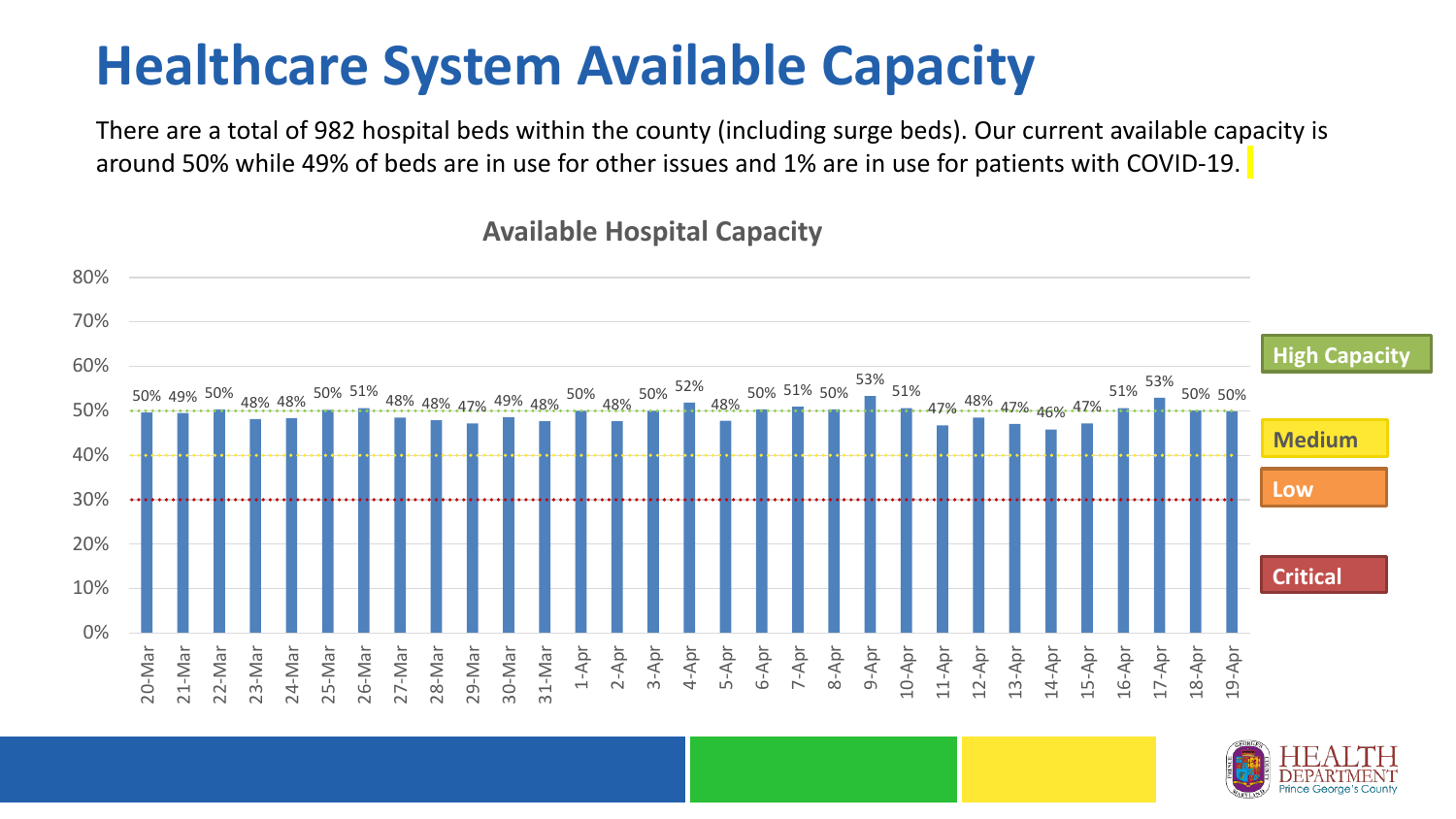# Healthcare System Available Capacity

There are a total of 982 hospital beds within the county (including surge beds). Our current available capacity is around 50% while 49% of beds are in use for other issues and 1% are in use for patients with COVID-19.

**Available Hospital Capacity**

80%
70%
60%
50%
40%
30%
20%
10%
0%

50% 49% 50% 48% 48% 50% 51% 48% 48% 47% 49% 48% 50% 48% 50% 52% 48% 50% 51% 50% 53% 51% 47% 48% 47% 46% 47% 51% 53% 50% 50%

20-Mar 21-Mar 22-Mar 23-Mar 24-Mar 25-Mar 26-Mar 27-Mar 28-Mar 29-Mar 30-Mar 31-Mar 1-Apr 2-Apr 3-Apr 4-Apr 5-Apr 6-Apr 7-Apr 8-Apr 9-Apr 10-Apr 11-Apr 12-Apr 13-Apr 14-Apr 15-Apr 16-Apr 17-Apr 18-Apr 19-Apr

High Capacity

Medium

Low

Critical